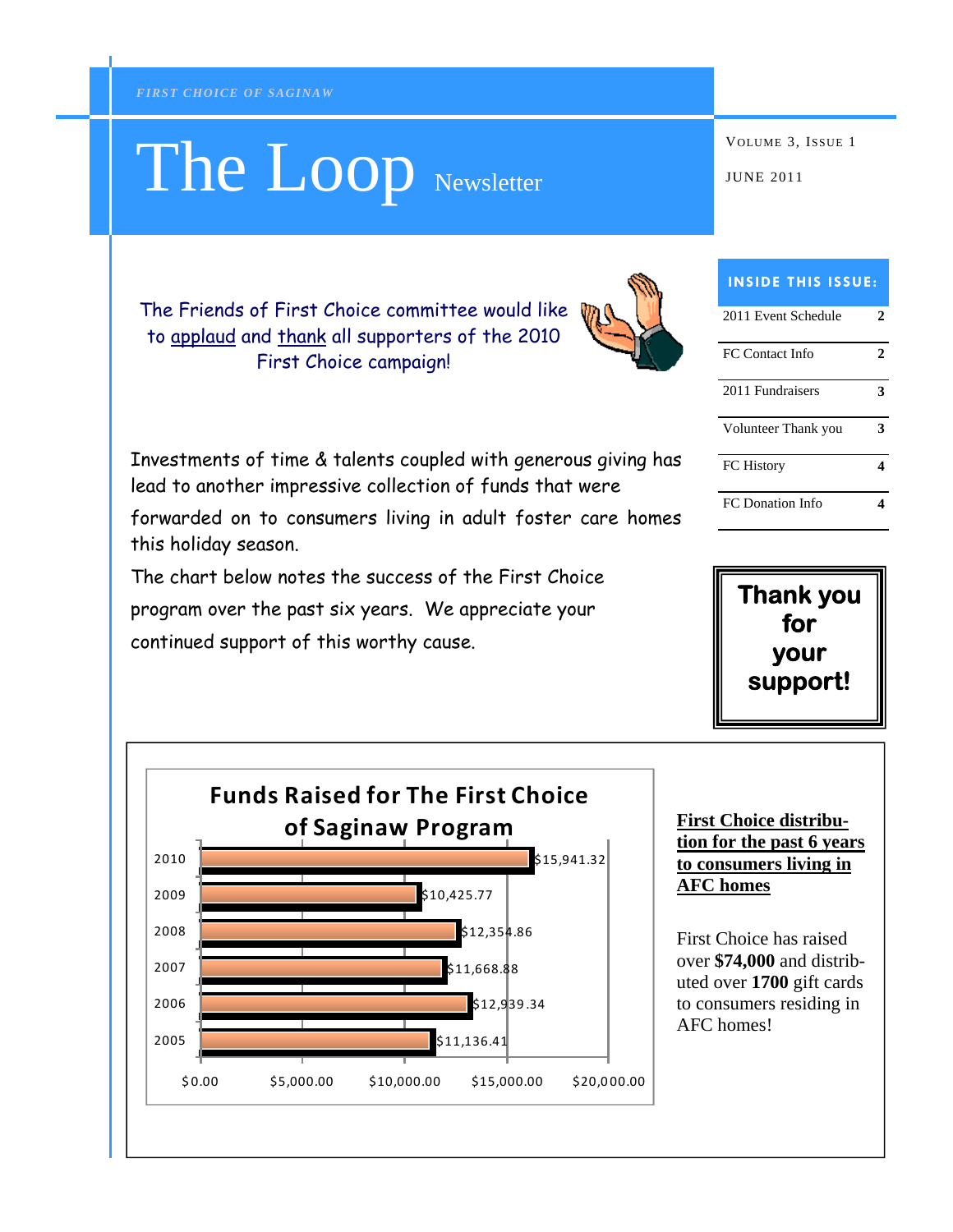*FIRST CHOICE OF SAGINAW*

# The Loop Newsletter

VOLUME 3, ISSUE 1

JUNE 2011

**INSIDE THIS ISSUE:**

| | |
|---|---|
| 2011 Event Schedule | 2 |
| FC Contact Info | 2 |
| 2011 Fundraisers | 3 |
| Volunteer Thank you | 3 |
| FC History | 4 |
| FC Donation Info | 4 |

The Friends of First Choice committee would like to applaud and thank all supporters of the 2010 First Choice campaign!

Investments of time & talents coupled with generous giving has lead to another impressive collection of funds that were forwarded on to consumers living in adult foster care homes this holiday season.

The chart below notes the success of the First Choice program over the past six years. We appreciate your continued support of this worthy cause.

**Thank you for your support!**

**Funds Raised for The First Choice of Saginaw Program**

| Year | Funds Raised |
|---|---|
| 2010 | $15,941.32 |
| 2009 | $10,425.77 |
| 2008 | $12,354.86 |
| 2007 | $11,668.88 |
| 2006 | $12,939.34 |
| 2005 | $11,136.41 |

**First Choice distribution for the past 6 years to consumers living in AFC homes**

First Choice has raised over **$74,000** and distributed over **1700** gift cards to consumers residing in AFC homes!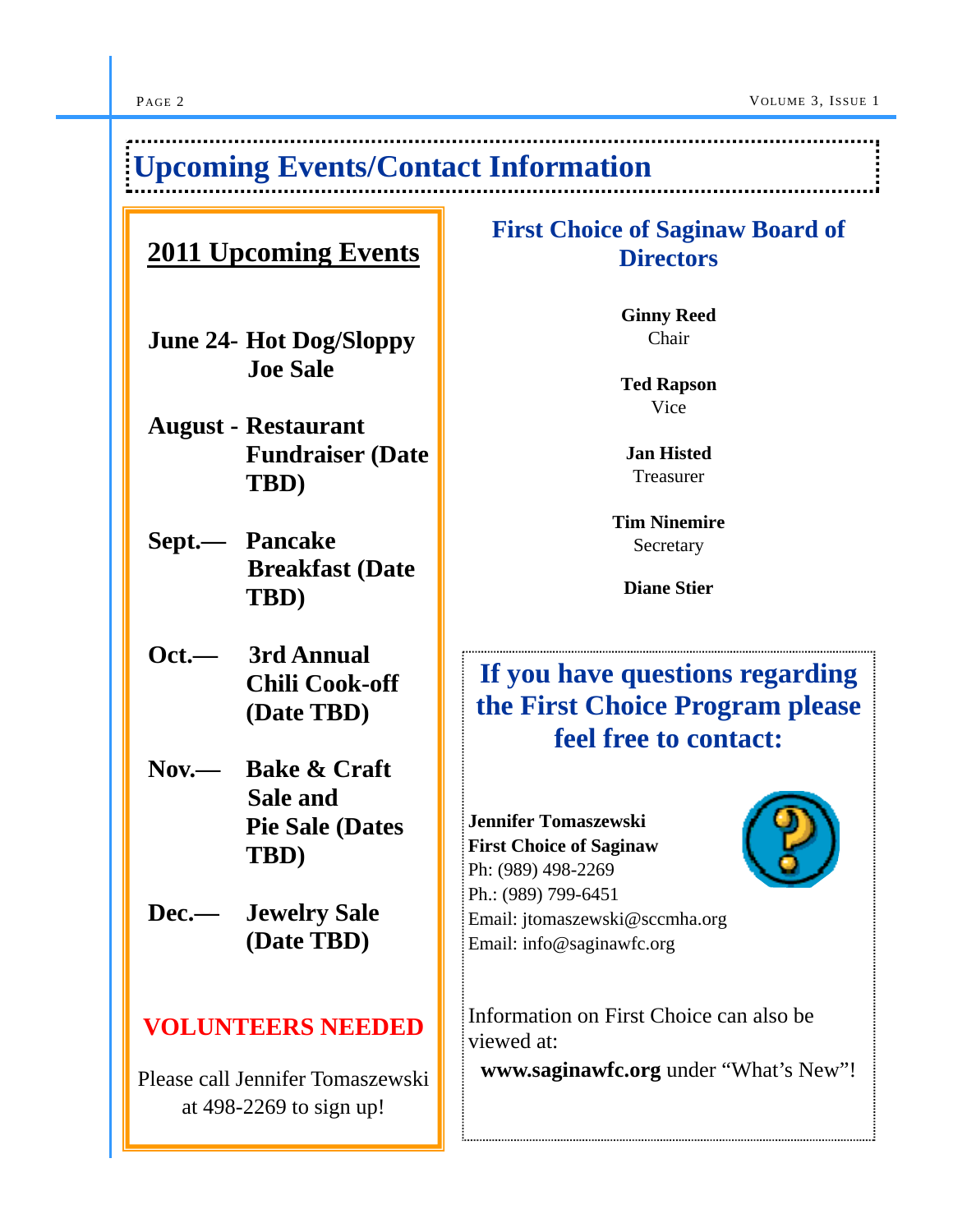# Upcoming Events/Contact Information

## 2011 Upcoming Events

**June 24-** **Hot Dog/Sloppy Joe Sale**

**August -** **Restaurant Fundraiser (Date TBD)**

**Sept.—** **Pancake Breakfast (Date TBD)**

**Oct.—** **3rd Annual Chili Cook-off (Date TBD)**

**Nov.—** **Bake & Craft Sale and Pie Sale (Dates TBD)**

**Dec.—** **Jewelry Sale (Date TBD)**

**VOLUNTEERS NEEDED**

Please call Jennifer Tomaszewski at 498-2269 to sign up!

## First Choice of Saginaw Board of Directors

**Ginny Reed**
Chair

**Ted Rapson**
Vice

**Jan Histed**
Treasurer

**Tim Ninemire**
Secretary

**Diane Stier**

## If you have questions regarding the First Choice Program please feel free to contact:

**Jennifer Tomaszewski**
**First Choice of Saginaw**
Ph: (989) 498-2269
Ph.: (989) 799-6451
Email: jtomaszewski@sccmha.org
Email: info@saginawfc.org

Information on First Choice can also be viewed at:

**www.saginawfc.org** under "What's New"!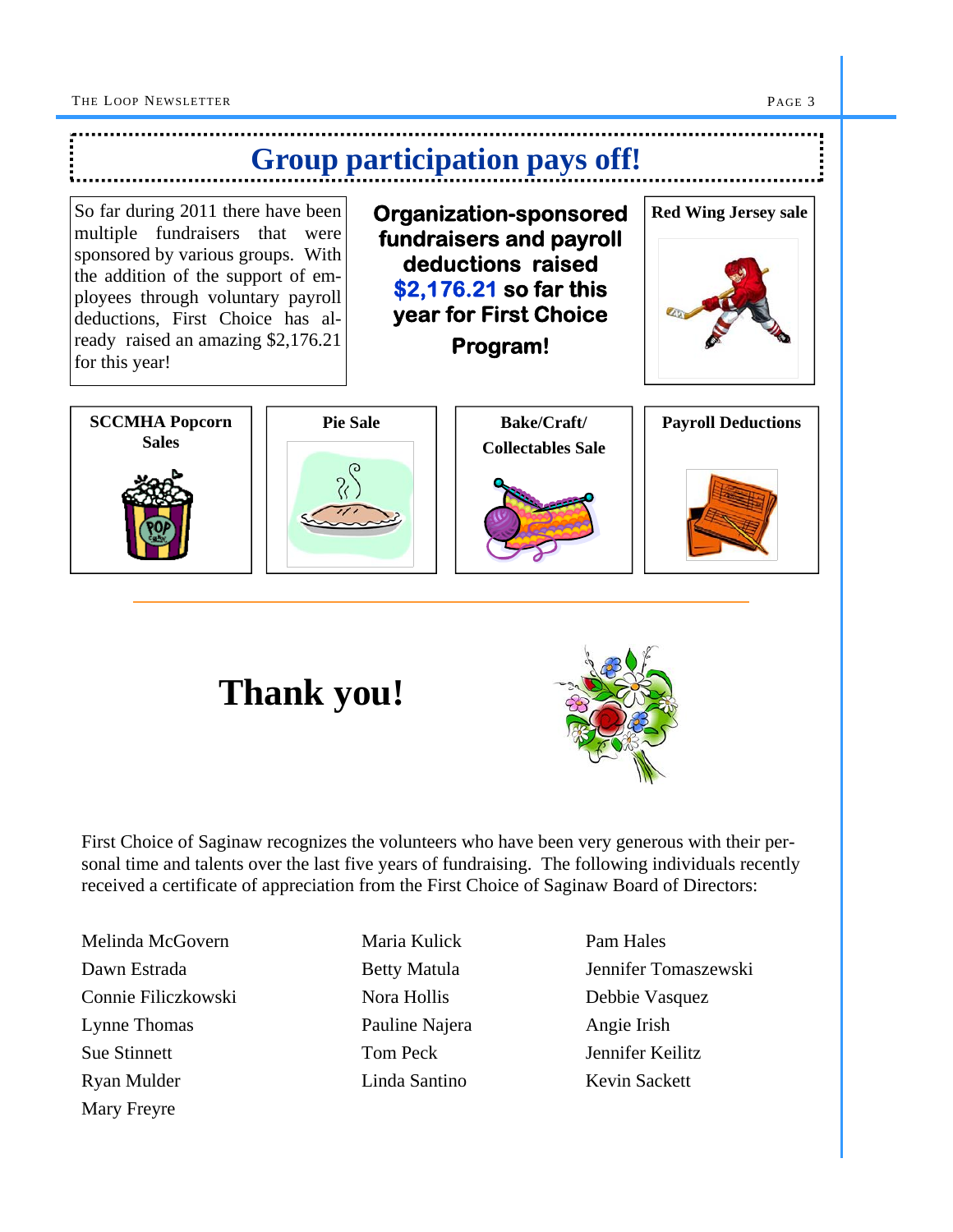## Group participation pays off!

So far during 2011 there have been multiple fundraisers that were sponsored by various groups. With the addition of the support of employees through voluntary payroll deductions, First Choice has already raised an amazing $2,176.21 for this year!

**Organization-sponsored fundraisers and payroll deductions raised $2,176.21 so far this year for First Choice Program!**

**Red Wing Jersey sale**

**SCCMHA Popcorn Sales**

**Pie Sale**

**Bake/Craft/ Collectables Sale**

**Payroll Deductions**

# Thank you!

First Choice of Saginaw recognizes the volunteers who have been very generous with their personal time and talents over the last five years of fundraising. The following individuals recently received a certificate of appreciation from the First Choice of Saginaw Board of Directors:

Melinda McGovern
Dawn Estrada
Connie Filiczkowski
Lynne Thomas
Sue Stinnett
Ryan Mulder
Mary Freyre
Maria Kulick
Betty Matula
Nora Hollis
Pauline Najera
Tom Peck
Linda Santino
Pam Hales
Jennifer Tomaszewski
Debbie Vasquez
Angie Irish
Jennifer Keilitz
Kevin Sackett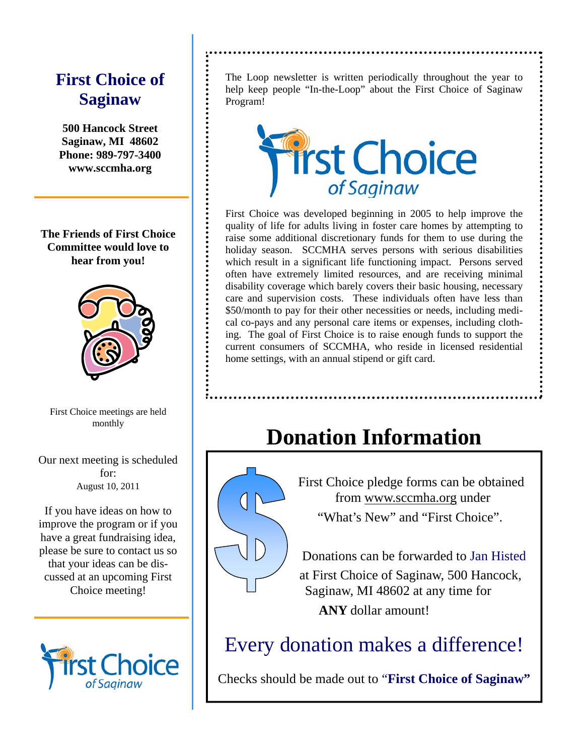## First Choice of Saginaw

**500 Hancock Street**
**Saginaw, MI 48602**
**Phone: 989-797-3400**
**www.sccmha.org**

**The Friends of First Choice Committee would love to hear from you!**

First Choice meetings are held monthly

Our next meeting is scheduled for:
August 10, 2011

If you have ideas on how to improve the program or if you have a great fundraising idea, please be sure to contact us so that your ideas can be discussed at an upcoming First Choice meeting!

First Choice of Saginaw

The Loop newsletter is written periodically throughout the year to help keep people "In-the-Loop" about the First Choice of Saginaw Program!

First Choice of Saginaw

First Choice was developed beginning in 2005 to help improve the quality of life for adults living in foster care homes by attempting to raise some additional discretionary funds for them to use during the holiday season. SCCMHA serves persons with serious disabilities which result in a significant life functioning impact. Persons served often have extremely limited resources, and are receiving minimal disability coverage which barely covers their basic housing, necessary care and supervision costs. These individuals often have less than $50/month to pay for their other necessities or needs, including medical co-pays and any personal care items or expenses, including clothing. The goal of First Choice is to raise enough funds to support the current consumers of SCCMHA, who reside in licensed residential home settings, with an annual stipend or gift card.

# Donation Information

First Choice pledge forms can be obtained from www.sccmha.org under "What's New" and "First Choice".

Donations can be forwarded to Jan Histed at First Choice of Saginaw, 500 Hancock, Saginaw, MI 48602 at any time for **ANY** dollar amount!

## Every donation makes a difference!

Checks should be made out to "**First Choice of Saginaw"**